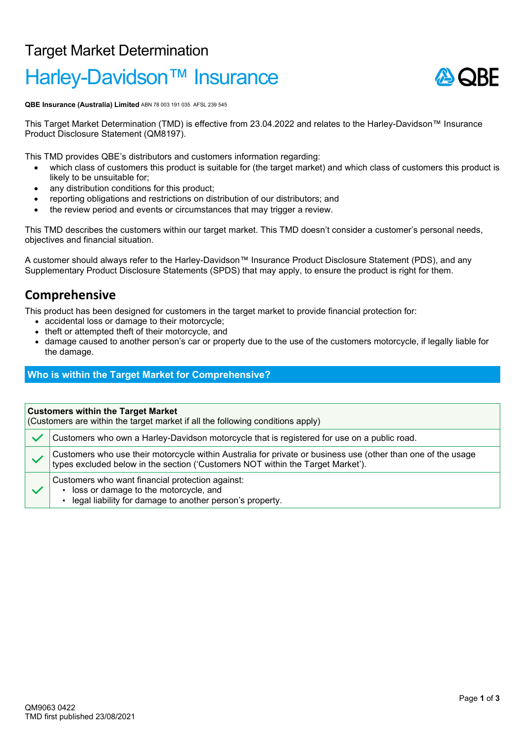# Target Market Determination

# Harley-Davidson™ Insurance

**QBE Insurance (Australia) Limited** ABN 78 003 191 035 AFSL 239 545

This Target Market Determination (TMD) is effective from 23.04.2022 and relates to the Harley-Davidson™ Insurance Product Disclosure Statement (QM8197).

This TMD provides QBE's distributors and customers information regarding:

- which class of customers this product is suitable for (the target market) and which class of customers this product is likely to be unsuitable for;
- any distribution conditions for this product;
- reporting obligations and restrictions on distribution of our distributors; and
- the review period and events or circumstances that may trigger a review.

This TMD describes the customers within our target market. This TMD doesn't consider a customer's personal needs, objectives and financial situation.

A customer should always refer to the Harley-Davidson™ Insurance Product Disclosure Statement (PDS), and any Supplementary Product Disclosure Statements (SPDS) that may apply, to ensure the product is right for them.

## Comprehensive

This product has been designed for customers in the target market to provide financial protection for:

- accidental loss or damage to their motorcycle;
- theft or attempted theft of their motorcycle, and
- damage caused to another person's car or property due to the use of the customers motorcycle, if legally liable for the damage.

### Who is within the Target Market for Comprehensive?

| **Customers within the Target Market** (Customers are within the target market if all the following conditions apply) | |
|---|---|
| ✓ | Customers who own a Harley-Davidson motorcycle that is registered for use on a public road. |
| ✓ | Customers who use their motorcycle within Australia for private or business use (other than one of the usage types excluded below in the section ('Customers NOT within the Target Market'). |
| ✓ | Customers who want financial protection against:<br>• loss or damage to the motorcycle, and<br>• legal liability for damage to another person's property. |

QM9063 0422
TMD first published 23/08/2021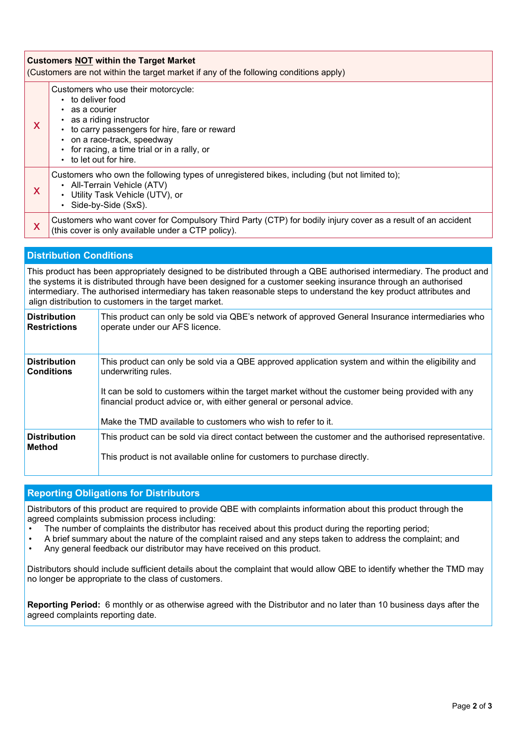| | **Customers <u>NOT</u> within the Target Market**<br>(Customers are not within the target market if any of the following conditions apply) |
|---|---|
| X | Customers who use their motorcycle:<br>• to deliver food<br>• as a courier<br>• as a riding instructor<br>• to carry passengers for hire, fare or reward<br>• on a race-track, speedway<br>• for racing, a time trial or in a rally, or<br>• to let out for hire. |
| X | Customers who own the following types of unregistered bikes, including (but not limited to);<br>• All-Terrain Vehicle (ATV)<br>• Utility Task Vehicle (UTV), or<br>• Side-by-Side (SxS). |
| X | Customers who want cover for Compulsory Third Party (CTP) for bodily injury cover as a result of an accident (this cover is only available under a CTP policy). |

## Distribution Conditions

This product has been appropriately designed to be distributed through a QBE authorised intermediary. The product and the systems it is distributed through have been designed for a customer seeking insurance through an authorised intermediary. The authorised intermediary has taken reasonable steps to understand the key product attributes and align distribution to customers in the target market.

| | |
|---|---|
| **Distribution Restrictions** | This product can only be sold via QBE's network of approved General Insurance intermediaries who operate under our AFS licence. |
| **Distribution Conditions** | This product can only be sold via a QBE approved application system and within the eligibility and underwriting rules.<br><br>It can be sold to customers within the target market without the customer being provided with any financial product advice or, with either general or personal advice.<br><br>Make the TMD available to customers who wish to refer to it. |
| **Distribution Method** | This product can be sold via direct contact between the customer and the authorised representative.<br><br>This product is not available online for customers to purchase directly. |

## Reporting Obligations for Distributors

Distributors of this product are required to provide QBE with complaints information about this product through the agreed complaints submission process including:

- The number of complaints the distributor has received about this product during the reporting period;
- A brief summary about the nature of the complaint raised and any steps taken to address the complaint; and
- Any general feedback our distributor may have received on this product.

Distributors should include sufficient details about the complaint that would allow QBE to identify whether the TMD may no longer be appropriate to the class of customers.

**Reporting Period:** 6 monthly or as otherwise agreed with the Distributor and no later than 10 business days after the agreed complaints reporting date.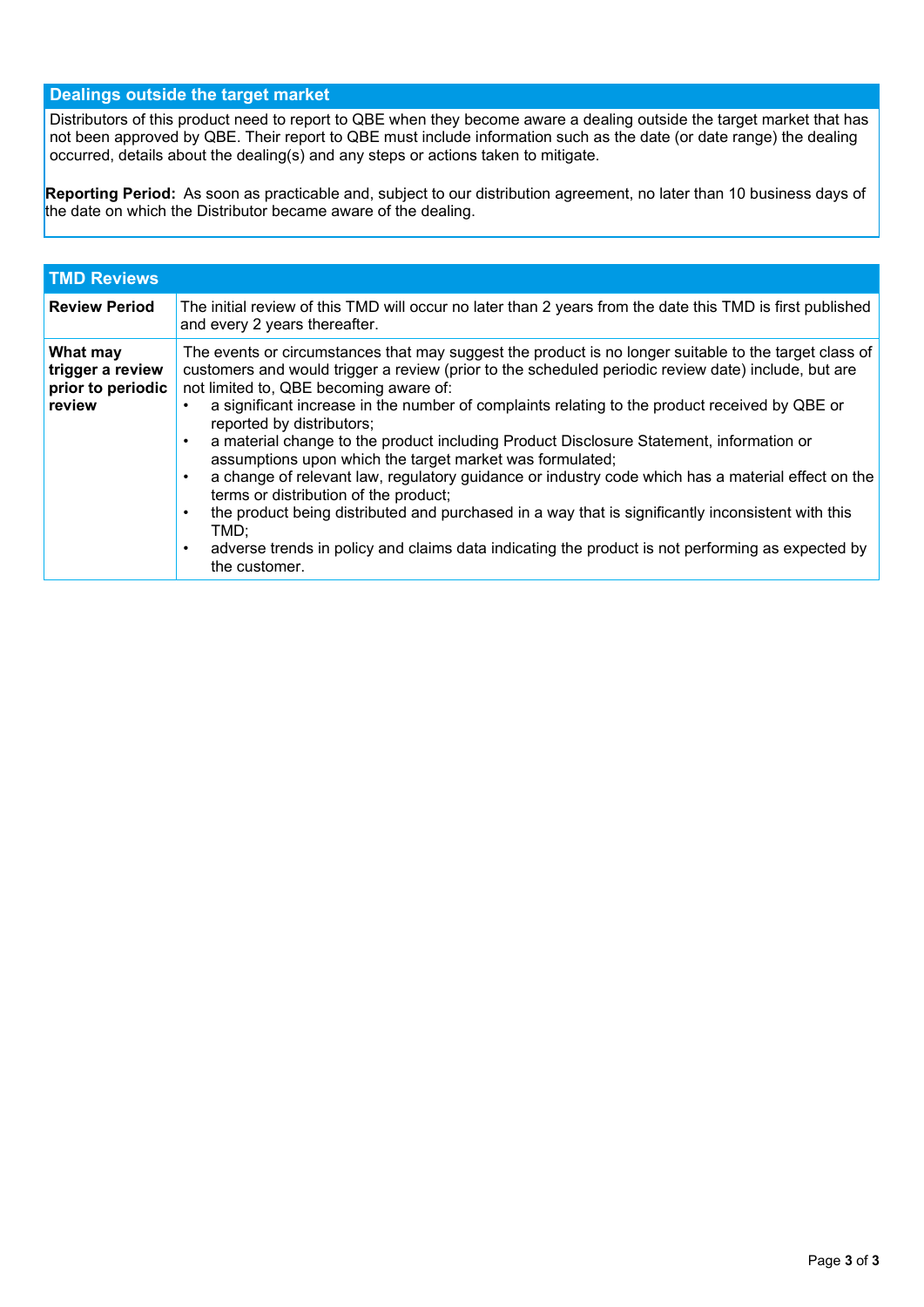## Dealings outside the target market

Distributors of this product need to report to QBE when they become aware a dealing outside the target market that has not been approved by QBE. Their report to QBE must include information such as the date (or date range) the dealing occurred, details about the dealing(s) and any steps or actions taken to mitigate.

**Reporting Period:** As soon as practicable and, subject to our distribution agreement, no later than 10 business days of the date on which the Distributor became aware of the dealing.

## TMD Reviews

| | |
|---|---|
| **Review Period** | The initial review of this TMD will occur no later than 2 years from the date this TMD is first published and every 2 years thereafter. |
| **What may trigger a review prior to periodic review** | The events or circumstances that may suggest the product is no longer suitable to the target class of customers and would trigger a review (prior to the scheduled periodic review date) include, but are not limited to, QBE becoming aware of:<br>• a significant increase in the number of complaints relating to the product received by QBE or reported by distributors;<br>• a material change to the product including Product Disclosure Statement, information or assumptions upon which the target market was formulated;<br>• a change of relevant law, regulatory guidance or industry code which has a material effect on the terms or distribution of the product;<br>• the product being distributed and purchased in a way that is significantly inconsistent with this TMD;<br>• adverse trends in policy and claims data indicating the product is not performing as expected by the customer. |